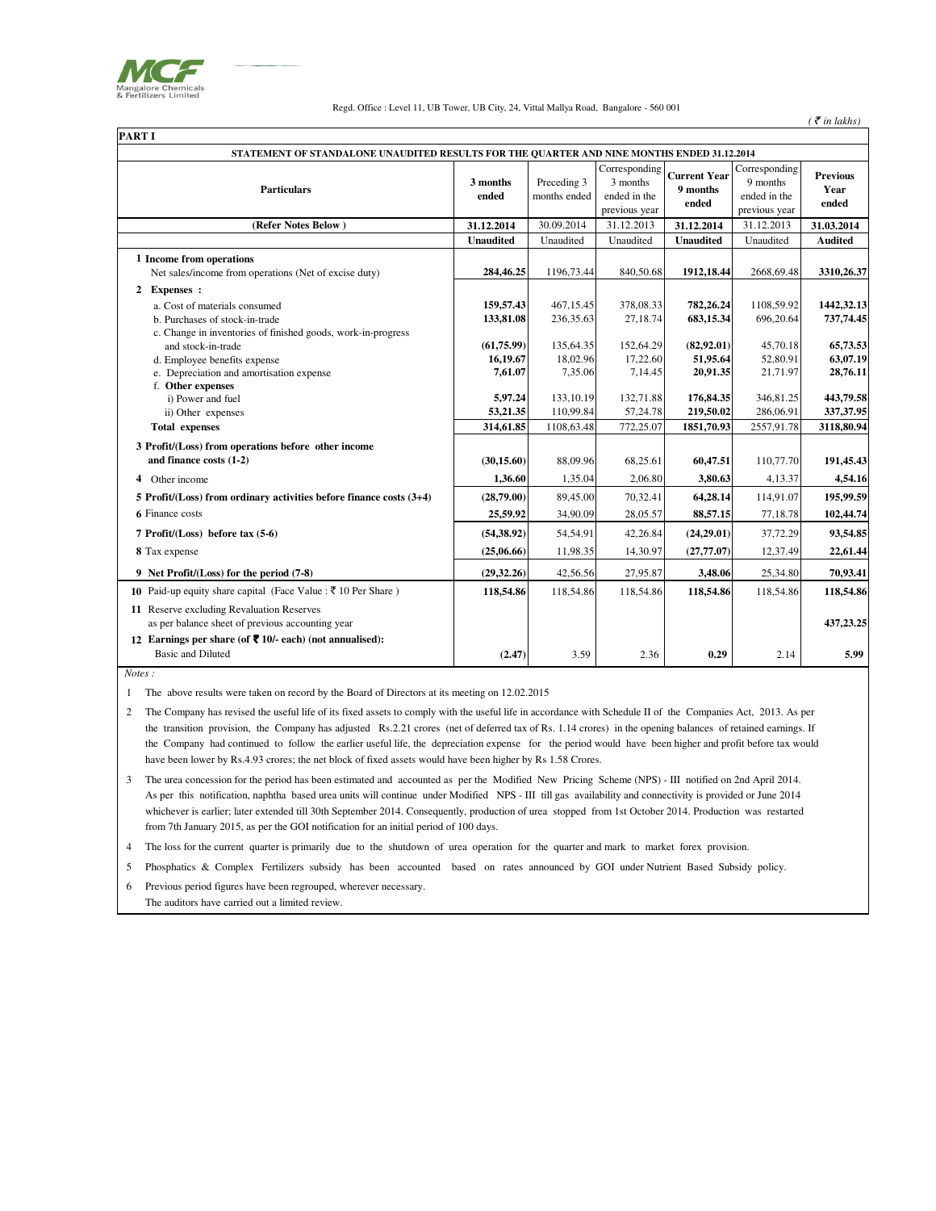Mangalore Chemicals & Fertilizers Limited

Regd. Office : Level 11, UB Tower, UB City, 24, Vittal Mallya Road, Bangalore - 560 001

*( ₹ in lakhs)*

**PART I**

**STATEMENT OF STANDALONE UNAUDITED RESULTS FOR THE QUARTER AND NINE MONTHS ENDED 31.12.2014**

| Particulars | 3 months ended | Preceding 3 months ended | Corresponding 3 months ended in the previous year | Current Year 9 months ended | Corresponding 9 months ended in the previous year | Previous Year ended |
|---|---|---|---|---|---|---|
| **(Refer Notes Below )** | **31.12.2014** | 30.09.2014 | 31.12.2013 | **31.12.2014** | 31.12.2013 | **31.03.2014** |
| | **Unaudited** | Unaudited | Unaudited | **Unaudited** | Unaudited | **Audited** |
| **1 Income from operations** | | | | | | |
| Net sales/income from operations (Net of excise duty) | **284,46.25** | 1196,73.44 | 840,50.68 | **1912,18.44** | 2668,69.48 | **3310,26.37** |
| **2 Expenses :** | | | | | | |
| a. Cost of materials consumed | **159,57.43** | 467,15.45 | 378,08.33 | **782,26.24** | 1108,59.92 | **1442,32.13** |
| b. Purchases of stock-in-trade | **133,81.08** | 236,35.63 | 27,18.74 | **683,15.34** | 696,20.64 | **737,74.45** |
| c. Change in inventories of finished goods, work-in-progress and stock-in-trade | **(61,75.99)** | 135,64.35 | 152,64.29 | **(82,92.01)** | 45,70.18 | **65,73.53** |
| d. Employee benefits expense | **16,19.67** | 18,02.96 | 17,22.60 | **51,95.64** | 52,80.91 | **63,07.19** |
| e. Depreciation and amortisation expense | **7,61.07** | 7,35.06 | 7,14.45 | **20,91.35** | 21,71.97 | **28,76.11** |
| f. **Other expenses** | | | | | | |
| i) Power and fuel | **5,97.24** | 133,10.19 | 132,71.88 | **176,84.35** | 346,81.25 | **443,79.58** |
| ii) Other expenses | **53,21.35** | 110,99.84 | 57,24.78 | **219,50.02** | 286,06.91 | **337,37.95** |
| **Total expenses** | **314,61.85** | 1108,63.48 | 772,25.07 | **1851,70.93** | 2557,91.78 | **3118,80.94** |
| **3 Profit/(Loss) from operations before other income and finance costs (1-2)** | **(30,15.60)** | 88,09.96 | 68,25.61 | **60,47.51** | 110,77.70 | **191,45.43** |
| **4** Other income | **1,36.60** | 1,35.04 | 2,06.80 | **3,80.63** | 4,13.37 | **4,54.16** |
| **5 Profit/(Loss) from ordinary activities before finance costs (3+4)** | **(28,79.00)** | 89,45.00 | 70,32.41 | **64,28.14** | 114,91.07 | **195,99.59** |
| **6** Finance costs | **25,59.92** | 34,90.09 | 28,05.57 | **88,57.15** | 77,18.78 | **102,44.74** |
| **7 Profit/(Loss) before tax (5-6)** | **(54,38.92)** | 54,54.91 | 42,26.84 | **(24,29.01)** | 37,72.29 | **93,54.85** |
| **8** Tax expense | **(25,06.66)** | 11,98.35 | 14,30.97 | **(27,77.07)** | 12,37.49 | **22,61.44** |
| **9 Net Profit/(Loss) for the period (7-8)** | **(29,32.26)** | 42,56.56 | 27,95.87 | **3,48.06** | 25,34.80 | **70,93.41** |
| **10** Paid-up equity share capital (Face Value : ₹ 10 Per Share ) | **118,54.86** | 118,54.86 | 118,54.86 | **118,54.86** | 118,54.86 | **118,54.86** |
| **11** Reserve excluding Revaluation Reserves as per balance sheet of previous accounting year | | | | | | **437,23.25** |
| **12 Earnings per share (of ₹ 10/- each) (not annualised):** | | | | | | |
| Basic and Diluted | **(2.47)** | 3.59 | 2.36 | **0.29** | 2.14 | **5.99** |

*Notes :*

1. The above results were taken on record by the Board of Directors at its meeting on 12.02.2015
2. The Company has revised the useful life of its fixed assets to comply with the useful life in accordance with Schedule II of the Companies Act, 2013. As per the transition provision, the Company has adjusted Rs.2.21 crores (net of deferred tax of Rs. 1.14 crores) in the opening balances of retained earnings. If the Company had continued to follow the earlier useful life, the depreciation expense for the period would have been higher and profit before tax would have been lower by Rs.4.93 crores; the net block of fixed assets would have been higher by Rs 1.58 Crores.
3. The urea concession for the period has been estimated and accounted as per the Modified New Pricing Scheme (NPS) - III notified on 2nd April 2014. As per this notification, naphtha based urea units will continue under Modified NPS - III till gas availability and connectivity is provided or June 2014 whichever is earlier; later extended till 30th September 2014. Consequently, production of urea stopped from 1st October 2014. Production was restarted from 7th January 2015, as per the GOI notification for an initial period of 100 days.
4. The loss for the current quarter is primarily due to the shutdown of urea operation for the quarter and mark to market forex provision.
5. Phosphatics & Complex Fertilizers subsidy has been accounted based on rates announced by GOI under Nutrient Based Subsidy policy.
6. Previous period figures have been regrouped, wherever necessary.
   The auditors have carried out a limited review.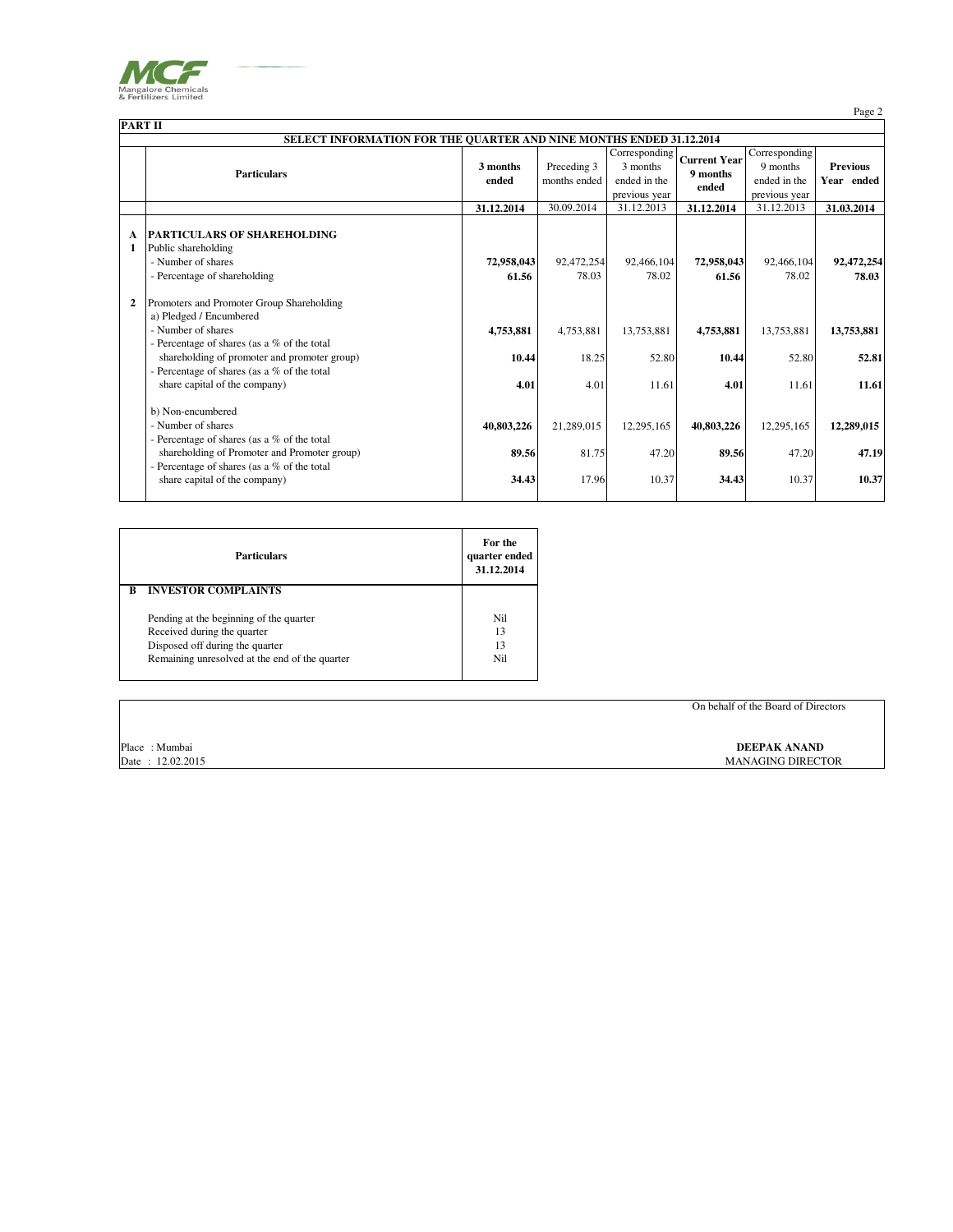Mangalore Chemicals & Fertilizers Limited

**PART II**

**SELECT INFORMATION FOR THE QUARTER AND NINE MONTHS ENDED 31.12.2014**

| | Particulars | 3 months ended | Preceding 3 months ended | Corresponding 3 months ended in the previous year | Current Year 9 months ended | Corresponding 9 months ended in the previous year | Previous Year ended |
|---|---|---|---|---|---|---|---|
| | | **31.12.2014** | 30.09.2014 | 31.12.2013 | **31.12.2014** | 31.12.2013 | **31.03.2014** |
| **A** | **PARTICULARS OF SHAREHOLDING** | | | | | | |
| **1** | Public shareholding | | | | | | |
| | - Number of shares | **72,958,043** | 92,472,254 | 92,466,104 | **72,958,043** | 92,466,104 | **92,472,254** |
| | - Percentage of shareholding | **61.56** | 78.03 | 78.02 | **61.56** | 78.02 | **78.03** |
| **2** | Promoters and Promoter Group Shareholding | | | | | | |
| | a) Pledged / Encumbered | | | | | | |
| | - Number of shares | **4,753,881** | 4,753,881 | 13,753,881 | **4,753,881** | 13,753,881 | **13,753,881** |
| | - Percentage of shares (as a % of the total shareholding of promoter and promoter group) | **10.44** | 18.25 | 52.80 | **10.44** | 52.80 | **52.81** |
| | - Percentage of shares (as a % of the total share capital of the company) | **4.01** | 4.01 | 11.61 | **4.01** | 11.61 | **11.61** |
| | b) Non-encumbered | | | | | | |
| | - Number of shares | **40,803,226** | 21,289,015 | 12,295,165 | **40,803,226** | 12,295,165 | **12,289,015** |
| | - Percentage of shares (as a % of the total shareholding of Promoter and Promoter group) | **89.56** | 81.75 | 47.20 | **89.56** | 47.20 | **47.19** |
| | - Percentage of shares (as a % of the total share capital of the company) | **34.43** | 17.96 | 10.37 | **34.43** | 10.37 | **10.37** |

| | Particulars | For the quarter ended 31.12.2014 |
|---|---|---|
| **B** | **INVESTOR COMPLAINTS** | |
| | Pending at the beginning of the quarter | Nil |
| | Received during the quarter | 13 |
| | Disposed off during the quarter | 13 |
| | Remaining unresolved at the end of the quarter | Nil |

On behalf of the Board of Directors

Place : Mumbai
Date : 12.02.2015

**DEEPAK ANAND**
MANAGING DIRECTOR